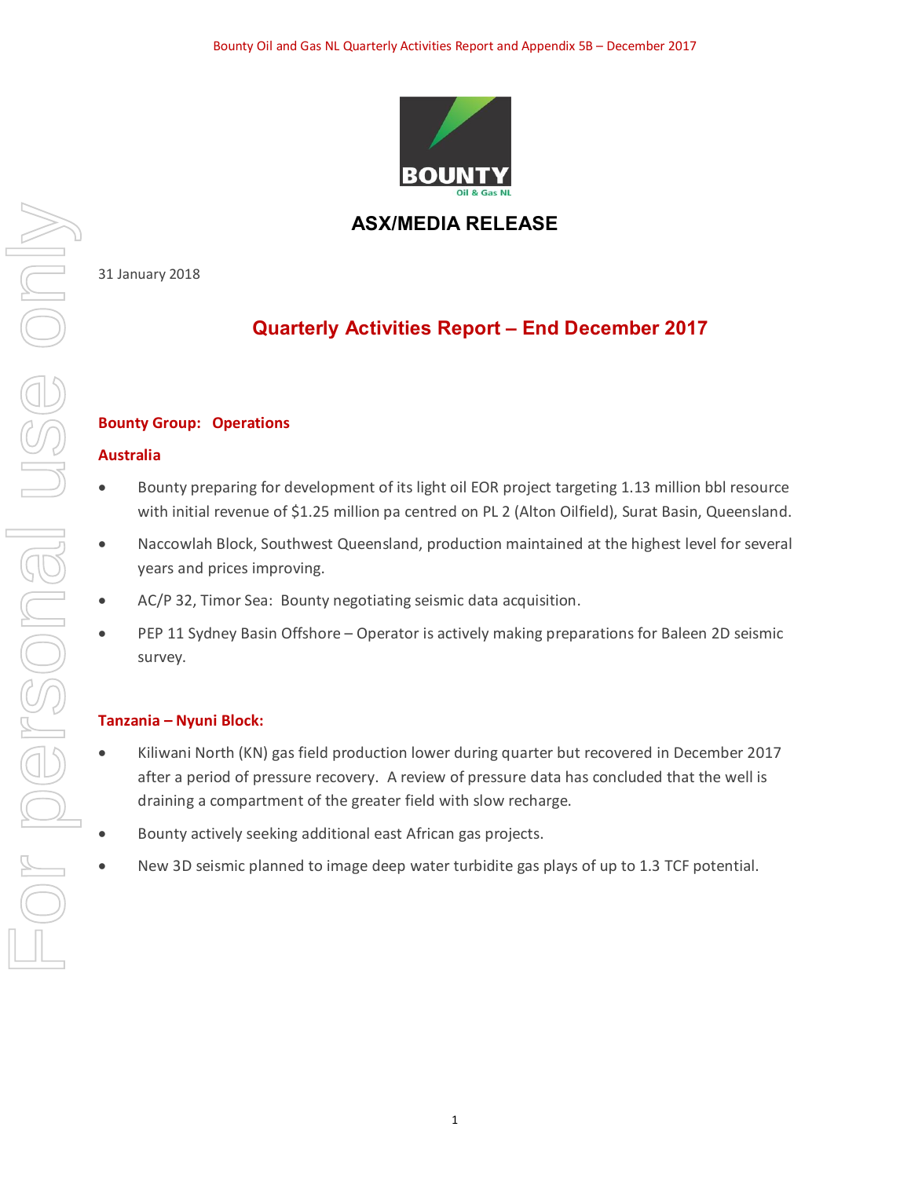# ASX/MEDIA RELEASE

31 January 2018

## Quarterly Activities Report – End December 2017

### Bounty Group: Operations

### Australia

- Bounty preparing for development of its light oil EOR project targeting 1.13 million bbl resource with initial revenue of $1.25 million pa centred on PL 2 (Alton Oilfield), Surat Basin, Queensland.
- Naccowlah Block, Southwest Queensland, production maintained at the highest level for several years and prices improving.
- AC/P 32, Timor Sea: Bounty negotiating seismic data acquisition.
- PEP 11 Sydney Basin Offshore – Operator is actively making preparations for Baleen 2D seismic survey.

### Tanzania – Nyuni Block:

- Kiliwani North (KN) gas field production lower during quarter but recovered in December 2017 after a period of pressure recovery. A review of pressure data has concluded that the well is draining a compartment of the greater field with slow recharge.
- Bounty actively seeking additional east African gas projects.
- New 3D seismic planned to image deep water turbidite gas plays of up to 1.3 TCF potential.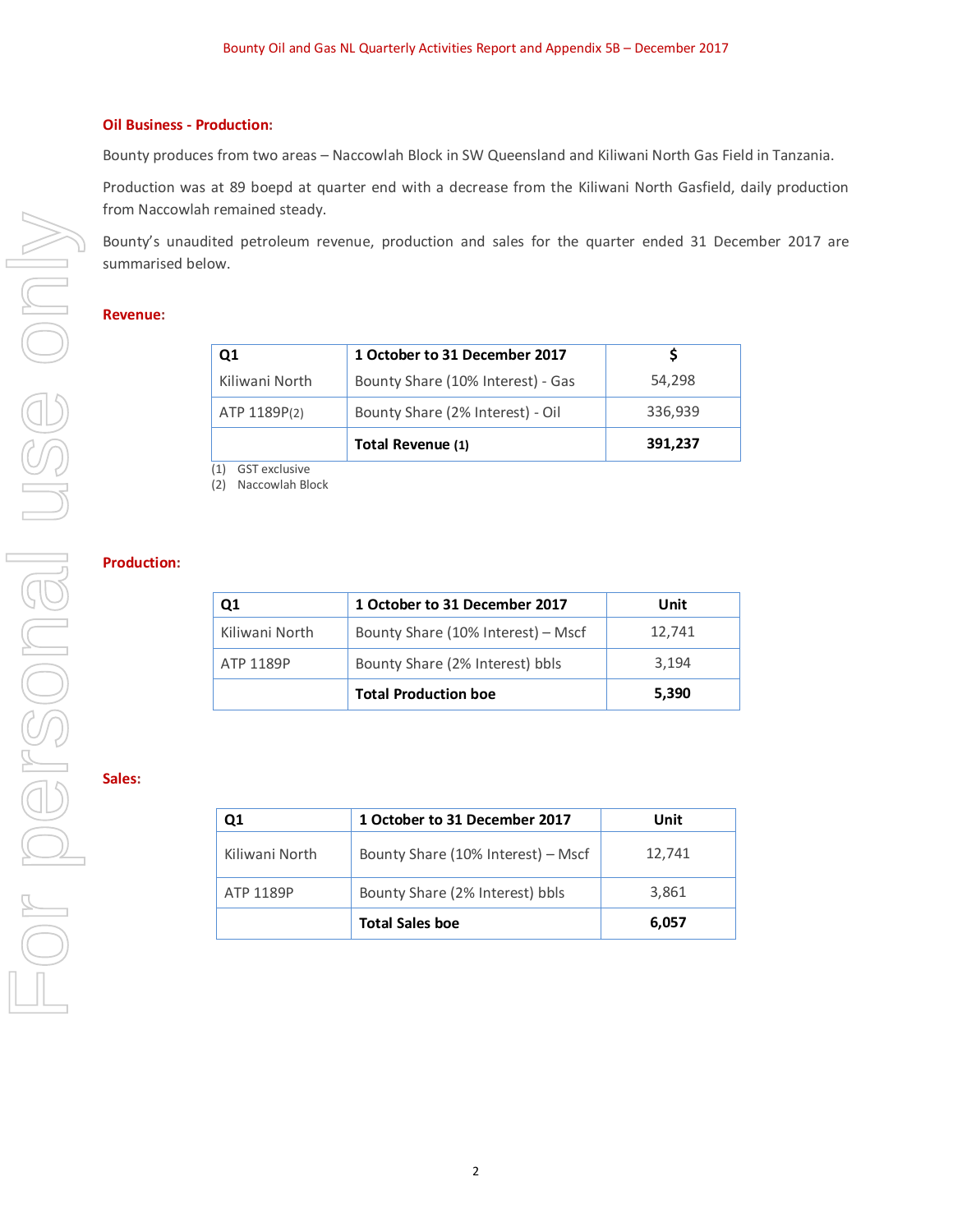## Oil Business - Production:

Bounty produces from two areas – Naccowlah Block in SW Queensland and Kiliwani North Gas Field in Tanzania.

Production was at 89 boepd at quarter end with a decrease from the Kiliwani North Gasfield, daily production from Naccowlah remained steady.

Bounty's unaudited petroleum revenue, production and sales for the quarter ended 31 December 2017 are summarised below.

### Revenue:

| Q1 | 1 October to 31 December 2017 | $ |
|---|---|---|
| Kiliwani North | Bounty Share (10% Interest) - Gas | 54,298 |
| ATP 1189P(2) | Bounty Share (2% Interest) - Oil | 336,939 |
| | **Total Revenue (1)** | **391,237** |

(1) GST exclusive
(2) Naccowlah Block

### Production:

| Q1 | 1 October to 31 December 2017 | Unit |
|---|---|---|
| Kiliwani North | Bounty Share (10% Interest) – Mscf | 12,741 |
| ATP 1189P | Bounty Share (2% Interest) bbls | 3,194 |
| | **Total Production boe** | **5,390** |

### Sales:

| Q1 | 1 October to 31 December 2017 | Unit |
|---|---|---|
| Kiliwani North | Bounty Share (10% Interest) – Mscf | 12,741 |
| ATP 1189P | Bounty Share (2% Interest) bbls | 3,861 |
| | **Total Sales boe** | **6,057** |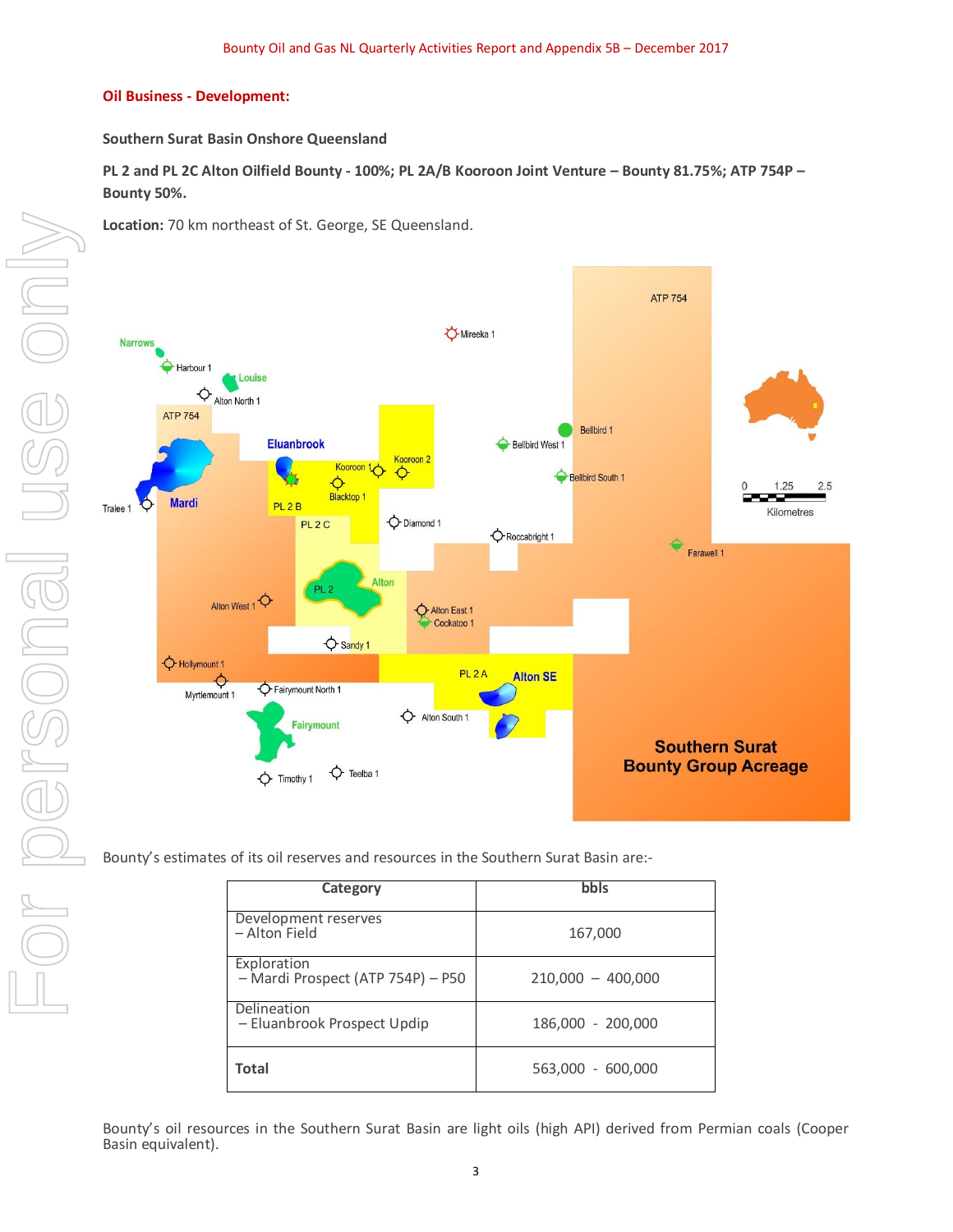## Oil Business - Development:

**Southern Surat Basin Onshore Queensland**

**PL 2 and PL 2C Alton Oilfield Bounty - 100%; PL 2A/B Kooroon Joint Venture – Bounty 81.75%; ATP 754P – Bounty 50%.**

**Location:** 70 km northeast of St. George, SE Queensland.

Bounty's estimates of its oil reserves and resources in the Southern Surat Basin are:-

| Category | bbls |
|---|---|
| Development reserves – Alton Field | 167,000 |
| Exploration – Mardi Prospect (ATP 754P) – P50 | 210,000 – 400,000 |
| Delineation – Eluanbrook Prospect Updip | 186,000 - 200,000 |
| **Total** | 563,000 - 600,000 |

Bounty's oil resources in the Southern Surat Basin are light oils (high API) derived from Permian coals (Cooper Basin equivalent).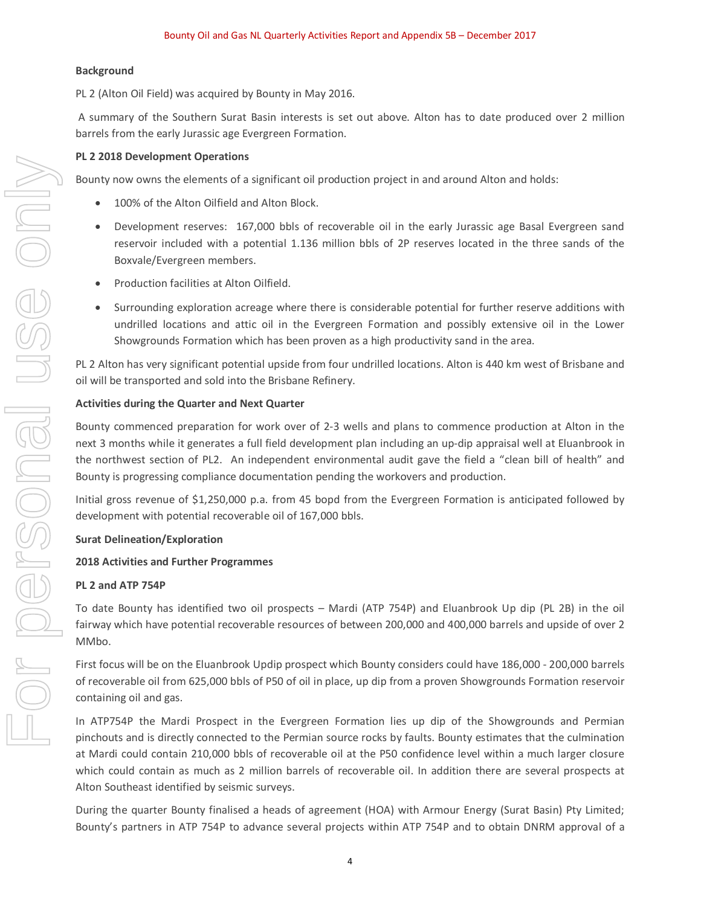**Background**

PL 2 (Alton Oil Field) was acquired by Bounty in May 2016.

A summary of the Southern Surat Basin interests is set out above. Alton has to date produced over 2 million barrels from the early Jurassic age Evergreen Formation.

**PL 2 2018 Development Operations**

Bounty now owns the elements of a significant oil production project in and around Alton and holds:

- 100% of the Alton Oilfield and Alton Block.
- Development reserves: 167,000 bbls of recoverable oil in the early Jurassic age Basal Evergreen sand reservoir included with a potential 1.136 million bbls of 2P reserves located in the three sands of the Boxvale/Evergreen members.
- Production facilities at Alton Oilfield.
- Surrounding exploration acreage where there is considerable potential for further reserve additions with undrilled locations and attic oil in the Evergreen Formation and possibly extensive oil in the Lower Showgrounds Formation which has been proven as a high productivity sand in the area.

PL 2 Alton has very significant potential upside from four undrilled locations. Alton is 440 km west of Brisbane and oil will be transported and sold into the Brisbane Refinery.

**Activities during the Quarter and Next Quarter**

Bounty commenced preparation for work over of 2-3 wells and plans to commence production at Alton in the next 3 months while it generates a full field development plan including an up-dip appraisal well at Eluanbrook in the northwest section of PL2. An independent environmental audit gave the field a "clean bill of health" and Bounty is progressing compliance documentation pending the workovers and production.

Initial gross revenue of $1,250,000 p.a. from 45 bopd from the Evergreen Formation is anticipated followed by development with potential recoverable oil of 167,000 bbls.

**Surat Delineation/Exploration**

**2018 Activities and Further Programmes**

**PL 2 and ATP 754P**

To date Bounty has identified two oil prospects – Mardi (ATP 754P) and Eluanbrook Up dip (PL 2B) in the oil fairway which have potential recoverable resources of between 200,000 and 400,000 barrels and upside of over 2 MMbo.

First focus will be on the Eluanbrook Updip prospect which Bounty considers could have 186,000 - 200,000 barrels of recoverable oil from 625,000 bbls of P50 of oil in place, up dip from a proven Showgrounds Formation reservoir containing oil and gas.

In ATP754P the Mardi Prospect in the Evergreen Formation lies up dip of the Showgrounds and Permian pinchouts and is directly connected to the Permian source rocks by faults. Bounty estimates that the culmination at Mardi could contain 210,000 bbls of recoverable oil at the P50 confidence level within a much larger closure which could contain as much as 2 million barrels of recoverable oil. In addition there are several prospects at Alton Southeast identified by seismic surveys.

During the quarter Bounty finalised a heads of agreement (HOA) with Armour Energy (Surat Basin) Pty Limited; Bounty's partners in ATP 754P to advance several projects within ATP 754P and to obtain DNRM approval of a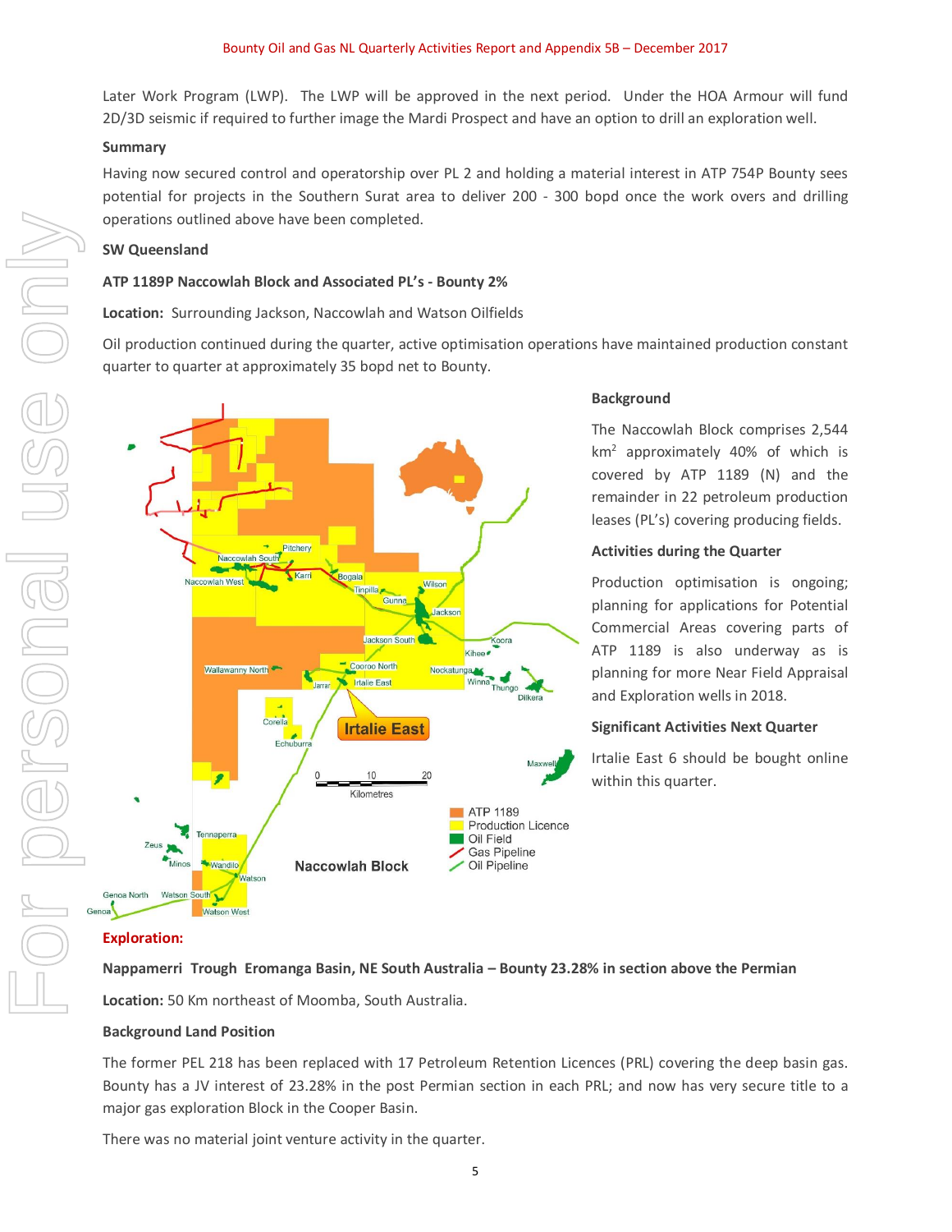Later Work Program (LWP). The LWP will be approved in the next period. Under the HOA Armour will fund 2D/3D seismic if required to further image the Mardi Prospect and have an option to drill an exploration well.

**Summary**

Having now secured control and operatorship over PL 2 and holding a material interest in ATP 754P Bounty sees potential for projects in the Southern Surat area to deliver 200 - 300 bopd once the work overs and drilling operations outlined above have been completed.

**SW Queensland**

**ATP 1189P Naccowlah Block and Associated PL's - Bounty 2%**

**Location:** Surrounding Jackson, Naccowlah and Watson Oilfields

Oil production continued during the quarter, active optimisation operations have maintained production constant quarter to quarter at approximately 35 bopd net to Bounty.

**Background**

The Naccowlah Block comprises 2,544 km$^2$ approximately 40% of which is covered by ATP 1189 (N) and the remainder in 22 petroleum production leases (PL's) covering producing fields.

**Activities during the Quarter**

Production optimisation is ongoing; planning for applications for Potential Commercial Areas covering parts of ATP 1189 is also underway as is planning for more Near Field Appraisal and Exploration wells in 2018.

**Significant Activities Next Quarter**

Irtalie East 6 should be bought online within this quarter.

**Exploration:**

**Nappamerri Trough Eromanga Basin, NE South Australia – Bounty 23.28% in section above the Permian**

**Location:** 50 Km northeast of Moomba, South Australia.

**Background Land Position**

The former PEL 218 has been replaced with 17 Petroleum Retention Licences (PRL) covering the deep basin gas. Bounty has a JV interest of 23.28% in the post Permian section in each PRL; and now has very secure title to a major gas exploration Block in the Cooper Basin.

There was no material joint venture activity in the quarter.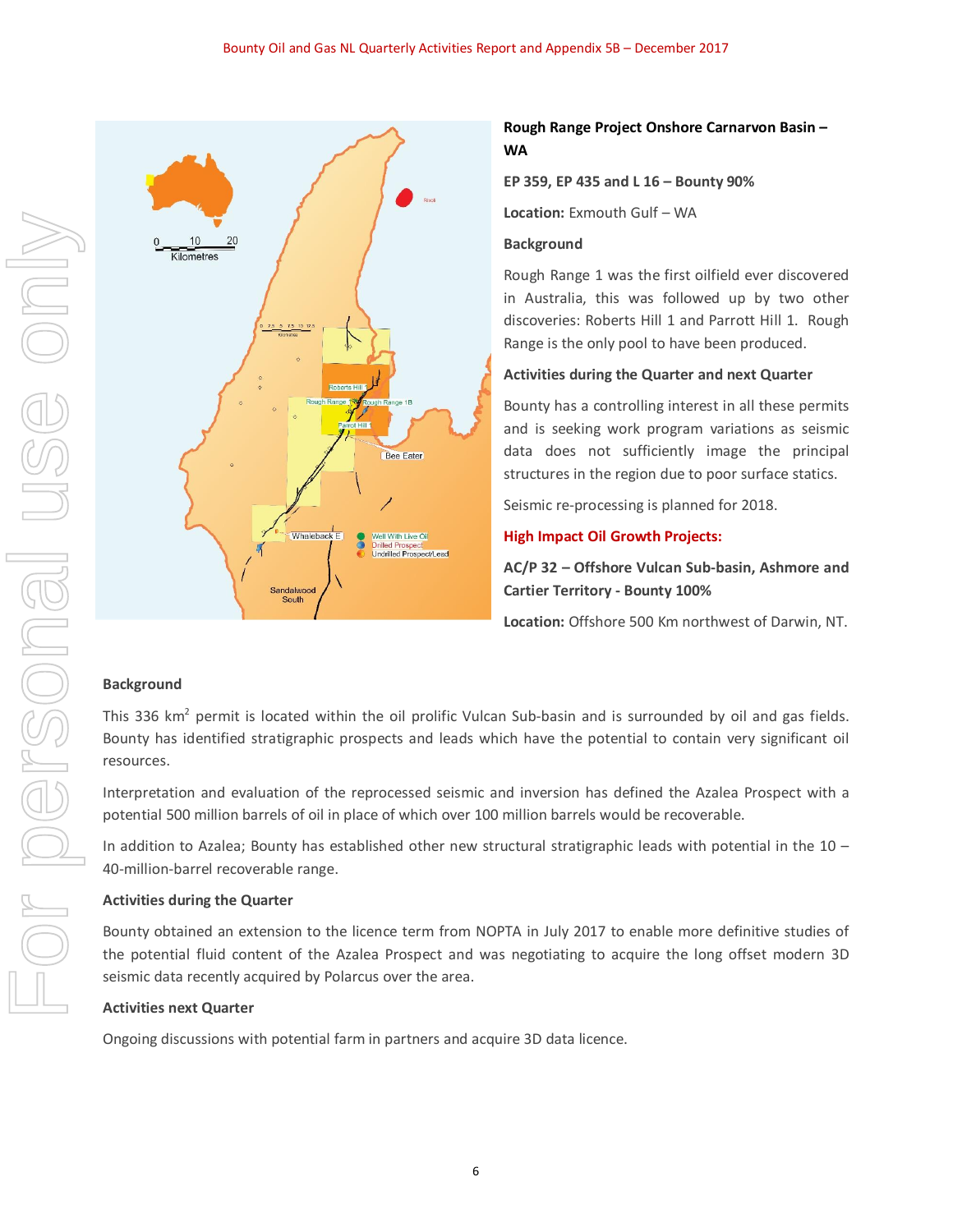## Rough Range Project Onshore Carnarvon Basin – WA

**EP 359, EP 435 and L 16 – Bounty 90%**

**Location:** Exmouth Gulf – WA

**Background**

Rough Range 1 was the first oilfield ever discovered in Australia, this was followed up by two other discoveries: Roberts Hill 1 and Parrott Hill 1. Rough Range is the only pool to have been produced.

**Activities during the Quarter and next Quarter**

Bounty has a controlling interest in all these permits and is seeking work program variations as seismic data does not sufficiently image the principal structures in the region due to poor surface statics.

Seismic re-processing is planned for 2018.

## High Impact Oil Growth Projects:

**AC/P 32 – Offshore Vulcan Sub-basin, Ashmore and Cartier Territory - Bounty 100%**

**Location:** Offshore 500 Km northwest of Darwin, NT.

**Background**

This 336 km$^2$ permit is located within the oil prolific Vulcan Sub-basin and is surrounded by oil and gas fields. Bounty has identified stratigraphic prospects and leads which have the potential to contain very significant oil resources.

Interpretation and evaluation of the reprocessed seismic and inversion has defined the Azalea Prospect with a potential 500 million barrels of oil in place of which over 100 million barrels would be recoverable.

In addition to Azalea; Bounty has established other new structural stratigraphic leads with potential in the 10 – 40-million-barrel recoverable range.

**Activities during the Quarter**

Bounty obtained an extension to the licence term from NOPTA in July 2017 to enable more definitive studies of the potential fluid content of the Azalea Prospect and was negotiating to acquire the long offset modern 3D seismic data recently acquired by Polarcus over the area.

**Activities next Quarter**

Ongoing discussions with potential farm in partners and acquire 3D data licence.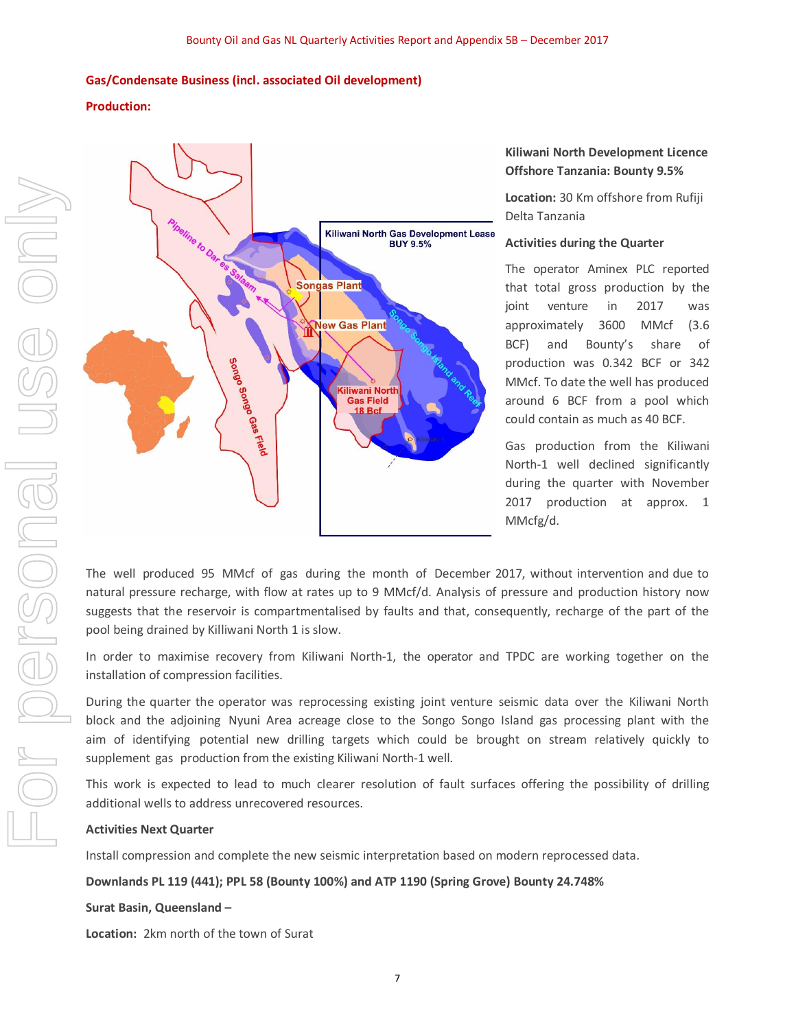**Gas/Condensate Business (incl. associated Oil development)**

**Production:**

**Kiliwani North Development Licence Offshore Tanzania: Bounty 9.5%**

**Location:** 30 Km offshore from Rufiji Delta Tanzania

**Activities during the Quarter**

The operator Aminex PLC reported that total gross production by the joint venture in 2017 was approximately 3600 MMcf (3.6 BCF) and Bounty's share of production was 0.342 BCF or 342 MMcf. To date the well has produced around 6 BCF from a pool which could contain as much as 40 BCF.

Gas production from the Kiliwani North-1 well declined significantly during the quarter with November 2017 production at approx. 1 MMcfg/d.

The well produced 95 MMcf of gas during the month of December 2017, without intervention and due to natural pressure recharge, with flow at rates up to 9 MMcf/d. Analysis of pressure and production history now suggests that the reservoir is compartmentalised by faults and that, consequently, recharge of the part of the pool being drained by Killiwani North 1 is slow.

In order to maximise recovery from Kiliwani North-1, the operator and TPDC are working together on the installation of compression facilities.

During the quarter the operator was reprocessing existing joint venture seismic data over the Kiliwani North block and the adjoining Nyuni Area acreage close to the Songo Songo Island gas processing plant with the aim of identifying potential new drilling targets which could be brought on stream relatively quickly to supplement gas production from the existing Kiliwani North-1 well.

This work is expected to lead to much clearer resolution of fault surfaces offering the possibility of drilling additional wells to address unrecovered resources.

**Activities Next Quarter**

Install compression and complete the new seismic interpretation based on modern reprocessed data.

**Downlands PL 119 (441); PPL 58 (Bounty 100%) and ATP 1190 (Spring Grove) Bounty 24.748%**

**Surat Basin, Queensland –**

**Location:** 2km north of the town of Surat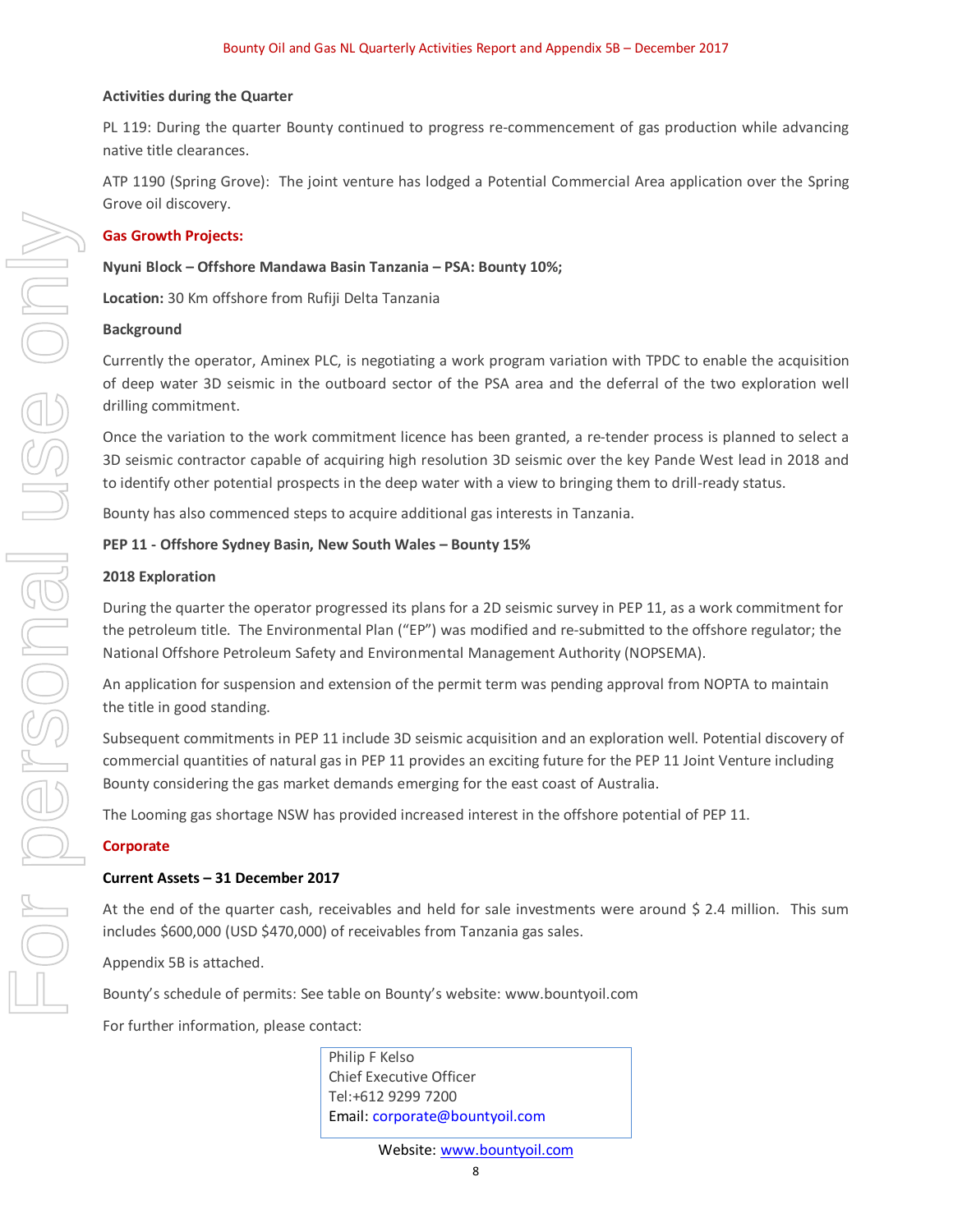**Activities during the Quarter**

PL 119: During the quarter Bounty continued to progress re-commencement of gas production while advancing native title clearances.

ATP 1190 (Spring Grove): The joint venture has lodged a Potential Commercial Area application over the Spring Grove oil discovery.

## Gas Growth Projects:

**Nyuni Block – Offshore Mandawa Basin Tanzania – PSA: Bounty 10%;**

**Location:** 30 Km offshore from Rufiji Delta Tanzania

**Background**

Currently the operator, Aminex PLC, is negotiating a work program variation with TPDC to enable the acquisition of deep water 3D seismic in the outboard sector of the PSA area and the deferral of the two exploration well drilling commitment.

Once the variation to the work commitment licence has been granted, a re-tender process is planned to select a 3D seismic contractor capable of acquiring high resolution 3D seismic over the key Pande West lead in 2018 and to identify other potential prospects in the deep water with a view to bringing them to drill-ready status.

Bounty has also commenced steps to acquire additional gas interests in Tanzania.

**PEP 11 - Offshore Sydney Basin, New South Wales – Bounty 15%**

**2018 Exploration**

During the quarter the operator progressed its plans for a 2D seismic survey in PEP 11, as a work commitment for the petroleum title. The Environmental Plan ("EP") was modified and re-submitted to the offshore regulator; the National Offshore Petroleum Safety and Environmental Management Authority (NOPSEMA).

An application for suspension and extension of the permit term was pending approval from NOPTA to maintain the title in good standing.

Subsequent commitments in PEP 11 include 3D seismic acquisition and an exploration well. Potential discovery of commercial quantities of natural gas in PEP 11 provides an exciting future for the PEP 11 Joint Venture including Bounty considering the gas market demands emerging for the east coast of Australia.

The Looming gas shortage NSW has provided increased interest in the offshore potential of PEP 11.

## Corporate

**Current Assets – 31 December 2017**

At the end of the quarter cash, receivables and held for sale investments were around $ 2.4 million. This sum includes $600,000 (USD $470,000) of receivables from Tanzania gas sales.

Appendix 5B is attached.

Bounty's schedule of permits: See table on Bounty's website: www.bountyoil.com

For further information, please contact:

Philip F Kelso
Chief Executive Officer
Tel:+612 9299 7200
Email: corporate@bountyoil.com

Website: www.bountyoil.com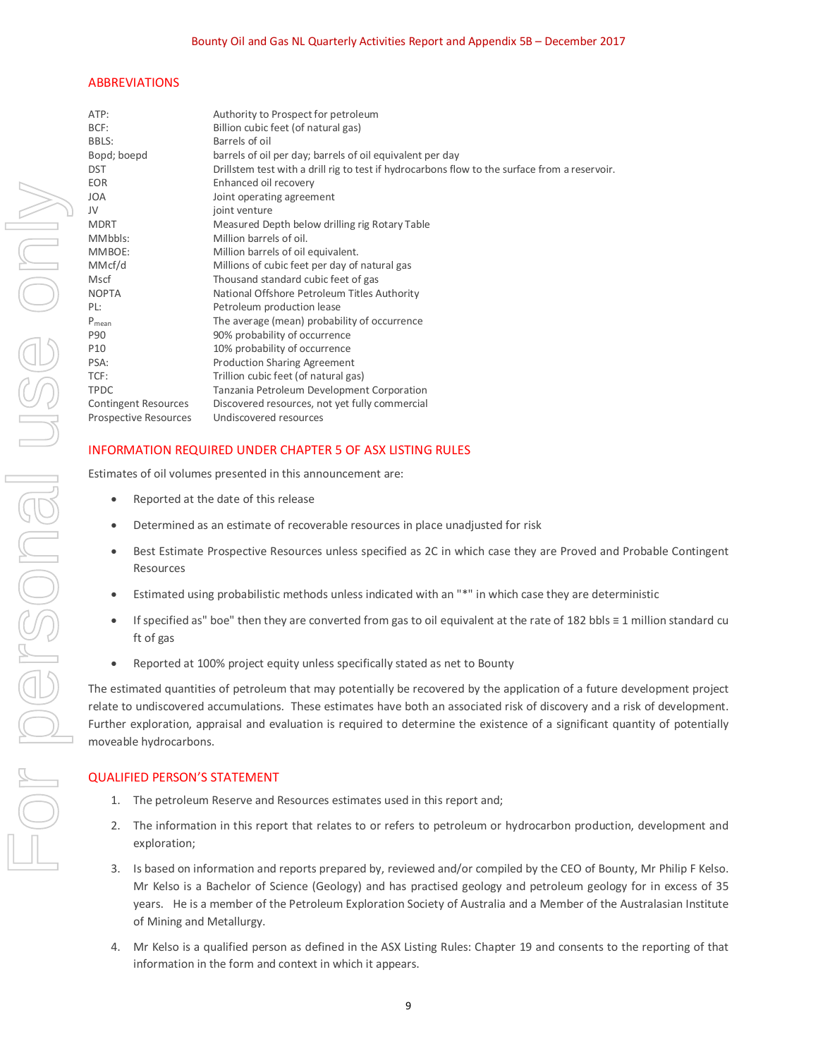## ABBREVIATIONS

| | |
|---|---|
| ATP: | Authority to Prospect for petroleum |
| BCF: | Billion cubic feet (of natural gas) |
| BBLS: | Barrels of oil |
| Bopd; boepd | barrels of oil per day; barrels of oil equivalent per day |
| DST | Drillstem test with a drill rig to test if hydrocarbons flow to the surface from a reservoir. |
| EOR | Enhanced oil recovery |
| JOA | Joint operating agreement |
| JV | joint venture |
| MDRT | Measured Depth below drilling rig Rotary Table |
| MMbbls: | Million barrels of oil. |
| MMBOE: | Million barrels of oil equivalent. |
| MMcf/d | Millions of cubic feet per day of natural gas |
| Mscf | Thousand standard cubic feet of gas |
| NOPTA | National Offshore Petroleum Titles Authority |
| PL: | Petroleum production lease |
| $P_{mean}$ | The average (mean) probability of occurrence |
| P90 | 90% probability of occurrence |
| P10 | 10% probability of occurrence |
| PSA: | Production Sharing Agreement |
| TCF: | Trillion cubic feet (of natural gas) |
| TPDC | Tanzania Petroleum Development Corporation |
| Contingent Resources | Discovered resources, not yet fully commercial |
| Prospective Resources | Undiscovered resources |

## INFORMATION REQUIRED UNDER CHAPTER 5 OF ASX LISTING RULES

Estimates of oil volumes presented in this announcement are:

- Reported at the date of this release
- Determined as an estimate of recoverable resources in place unadjusted for risk
- Best Estimate Prospective Resources unless specified as 2C in which case they are Proved and Probable Contingent Resources
- Estimated using probabilistic methods unless indicated with an "*" in which case they are deterministic
- If specified as" boe" then they are converted from gas to oil equivalent at the rate of 182 bbls ≡ 1 million standard cu ft of gas
- Reported at 100% project equity unless specifically stated as net to Bounty

The estimated quantities of petroleum that may potentially be recovered by the application of a future development project relate to undiscovered accumulations. These estimates have both an associated risk of discovery and a risk of development. Further exploration, appraisal and evaluation is required to determine the existence of a significant quantity of potentially moveable hydrocarbons.

## QUALIFIED PERSON'S STATEMENT

1. The petroleum Reserve and Resources estimates used in this report and;
2. The information in this report that relates to or refers to petroleum or hydrocarbon production, development and exploration;
3. Is based on information and reports prepared by, reviewed and/or compiled by the CEO of Bounty, Mr Philip F Kelso. Mr Kelso is a Bachelor of Science (Geology) and has practised geology and petroleum geology for in excess of 35 years. He is a member of the Petroleum Exploration Society of Australia and a Member of the Australasian Institute of Mining and Metallurgy.
4. Mr Kelso is a qualified person as defined in the ASX Listing Rules: Chapter 19 and consents to the reporting of that information in the form and context in which it appears.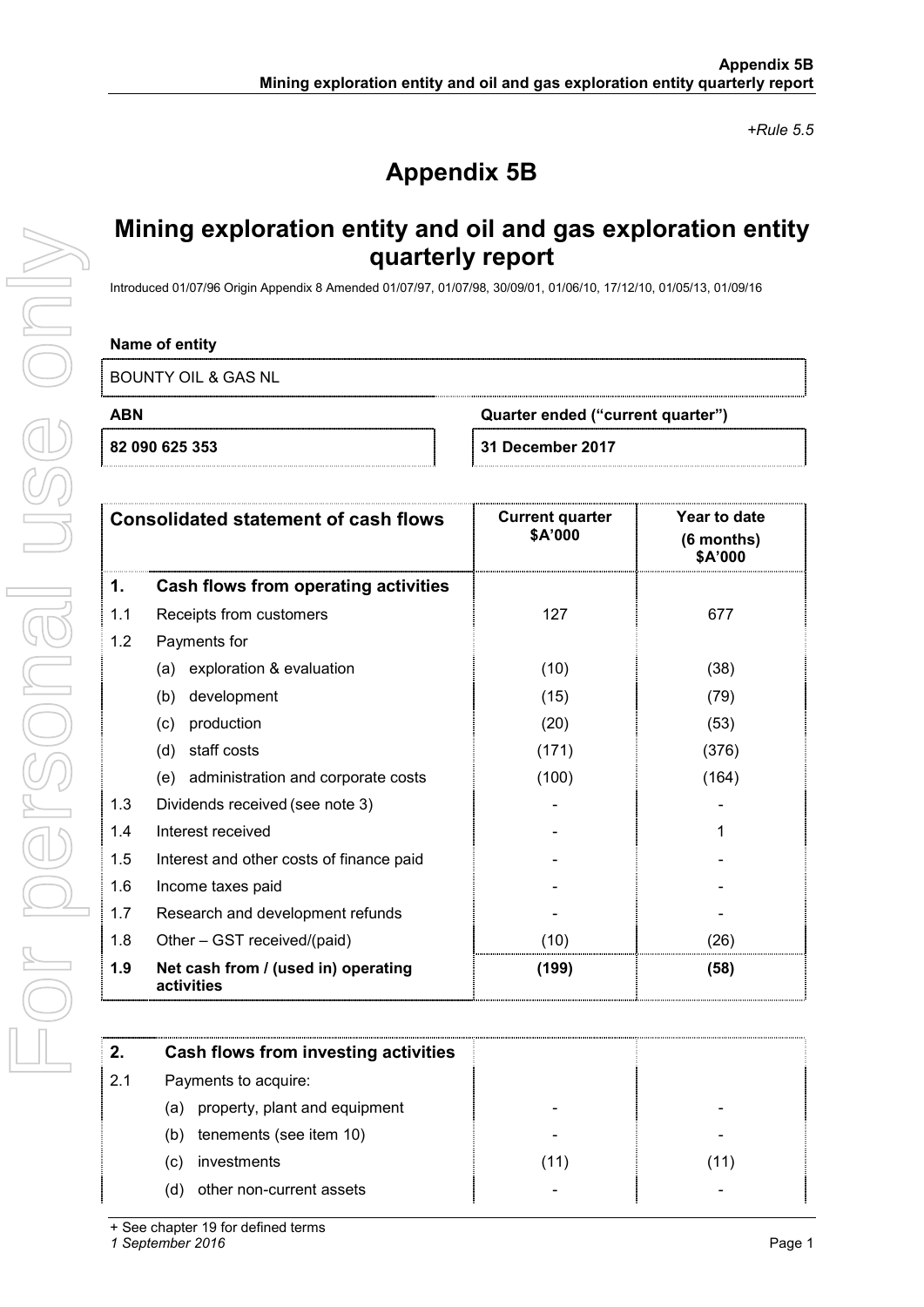*+Rule 5.5*

# Appendix 5B

## Mining exploration entity and oil and gas exploration entity quarterly report

Introduced 01/07/96 Origin Appendix 8 Amended 01/07/97, 01/07/98, 30/09/01, 01/06/10, 17/12/10, 01/05/13, 01/09/16

**Name of entity**

BOUNTY OIL & GAS NL

| ABN | Quarter ended ("current quarter") |
|---|---|
| **82 090 625 353** | **31 December 2017** |

| | **Consolidated statement of cash flows** | **Current quarter $A'000** | **Year to date (6 months) $A'000** |
|---|---|---|---|
| **1.** | **Cash flows from operating activities** | | |
| 1.1 | Receipts from customers | 127 | 677 |
| 1.2 | Payments for | | |
| | (a) exploration & evaluation | (10) | (38) |
| | (b) development | (15) | (79) |
| | (c) production | (20) | (53) |
| | (d) staff costs | (171) | (376) |
| | (e) administration and corporate costs | (100) | (164) |
| 1.3 | Dividends received (see note 3) | - | - |
| 1.4 | Interest received | - | 1 |
| 1.5 | Interest and other costs of finance paid | - | - |
| 1.6 | Income taxes paid | - | - |
| 1.7 | Research and development refunds | - | - |
| 1.8 | Other – GST received/(paid) | (10) | (26) |
| **1.9** | **Net cash from / (used in) operating activities** | **(199)** | **(58)** |

| | | | |
|---|---|---|---|
| **2.** | **Cash flows from investing activities** | | |
| 2.1 | Payments to acquire: | | |
| | (a) property, plant and equipment | - | - |
| | (b) tenements (see item 10) | - | - |
| | (c) investments | (11) | (11) |
| | (d) other non-current assets | - | - |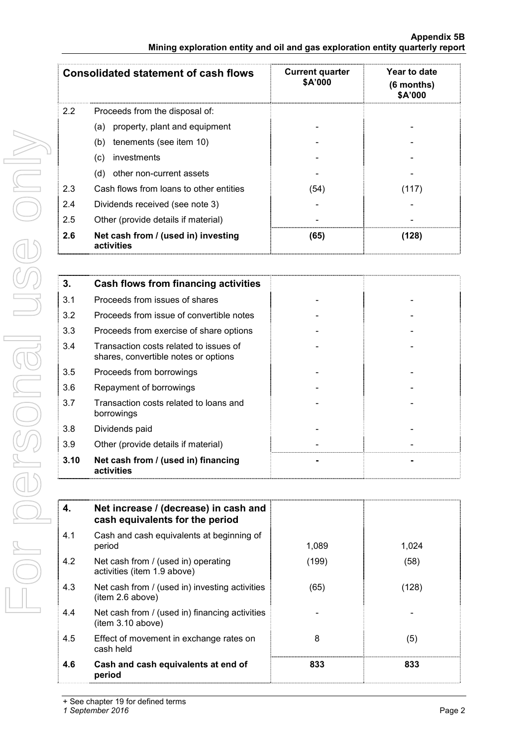| Consolidated statement of cash flows | | Current quarter \$A'000 | Year to date (6 months) \$A'000 |
|---|---|---|---|
| 2.2 | Proceeds from the disposal of: | | |
| | (a) property, plant and equipment | - | - |
| | (b) tenements (see item 10) | - | - |
| | (c) investments | - | - |
| | (d) other non-current assets | - | - |
| 2.3 | Cash flows from loans to other entities | (54) | (117) |
| 2.4 | Dividends received (see note 3) | - | - |
| 2.5 | Other (provide details if material) | - | - |
| **2.6** | **Net cash from / (used in) investing activities** | **(65)** | **(128)** |

| **3.** | **Cash flows from financing activities** | | |
|---|---|---|---|
| 3.1 | Proceeds from issues of shares | - | - |
| 3.2 | Proceeds from issue of convertible notes | - | - |
| 3.3 | Proceeds from exercise of share options | - | - |
| 3.4 | Transaction costs related to issues of shares, convertible notes or options | - | - |
| 3.5 | Proceeds from borrowings | - | - |
| 3.6 | Repayment of borrowings | - | - |
| 3.7 | Transaction costs related to loans and borrowings | - | - |
| 3.8 | Dividends paid | - | - |
| 3.9 | Other (provide details if material) | - | - |
| **3.10** | **Net cash from / (used in) financing activities** | **-** | **-** |

| **4.** | **Net increase / (decrease) in cash and cash equivalents for the period** | | |
|---|---|---|---|
| 4.1 | Cash and cash equivalents at beginning of period | 1,089 | 1,024 |
| 4.2 | Net cash from / (used in) operating activities (item 1.9 above) | (199) | (58) |
| 4.3 | Net cash from / (used in) investing activities (item 2.6 above) | (65) | (128) |
| 4.4 | Net cash from / (used in) financing activities (item 3.10 above) | - | - |
| 4.5 | Effect of movement in exchange rates on cash held | 8 | (5) |
| **4.6** | **Cash and cash equivalents at end of period** | **833** | **833** |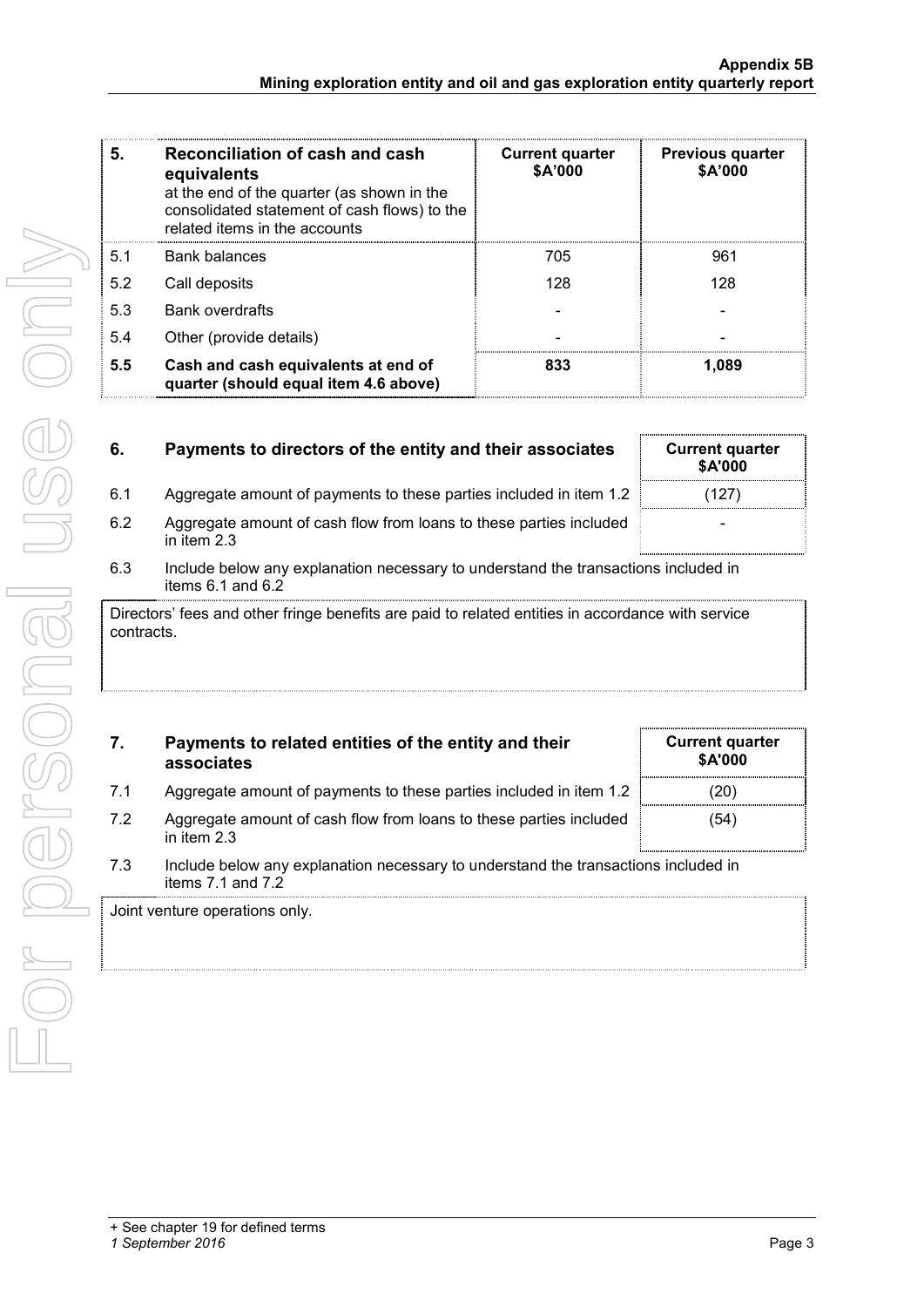| 5. | Reconciliation of cash and cash equivalents at the end of the quarter (as shown in the consolidated statement of cash flows) to the related items in the accounts | Current quarter $A'000 | Previous quarter $A'000 |
|---|---|---|---|
| 5.1 | Bank balances | 705 | 961 |
| 5.2 | Call deposits | 128 | 128 |
| 5.3 | Bank overdrafts | - | - |
| 5.4 | Other (provide details) | - | - |
| **5.5** | **Cash and cash equivalents at end of quarter (should equal item 4.6 above)** | **833** | **1,089** |

| 6. | Payments to directors of the entity and their associates | Current quarter $A'000 |
|---|---|---|
| 6.1 | Aggregate amount of payments to these parties included in item 1.2 | (127) |
| 6.2 | Aggregate amount of cash flow from loans to these parties included in item 2.3 | - |

6.3 Include below any explanation necessary to understand the transactions included in items 6.1 and 6.2

Directors' fees and other fringe benefits are paid to related entities in accordance with service contracts.

| 7. | Payments to related entities of the entity and their associates | Current quarter $A'000 |
|---|---|---|
| 7.1 | Aggregate amount of payments to these parties included in item 1.2 | (20) |
| 7.2 | Aggregate amount of cash flow from loans to these parties included in item 2.3 | (54) |

7.3 Include below any explanation necessary to understand the transactions included in items 7.1 and 7.2

Joint venture operations only.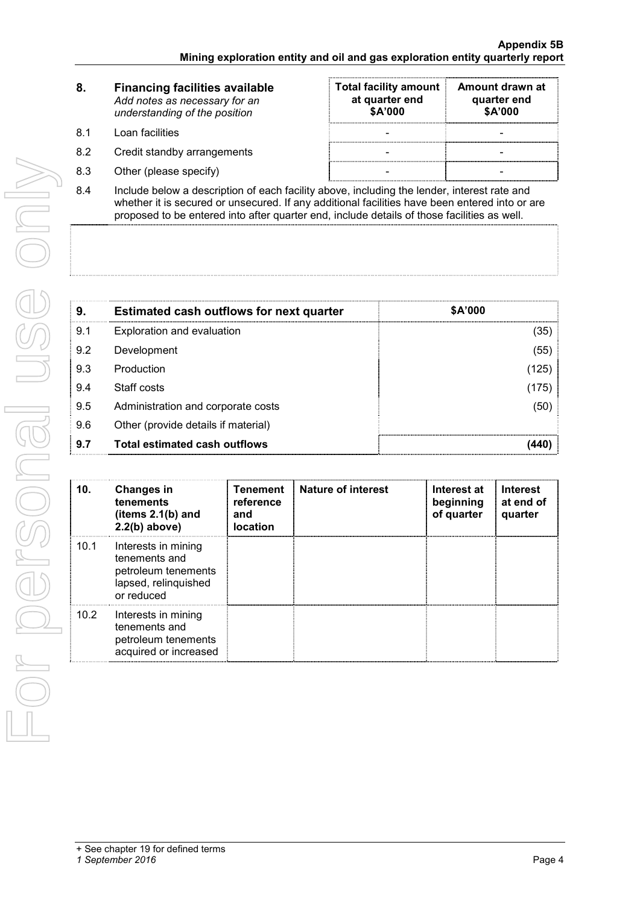| 8. | **Financing facilities available** *Add notes as necessary for an understanding of the position* | **Total facility amount at quarter end $A'000** | **Amount drawn at quarter end $A'000** |
|---|---|---|---|
| 8.1 | Loan facilities | - | - |
| 8.2 | Credit standby arrangements | - | - |
| 8.3 | Other (please specify) | - | - |

8.4 Include below a description of each facility above, including the lender, interest rate and whether it is secured or unsecured. If any additional facilities have been entered into or are proposed to be entered into after quarter end, include details of those facilities as well.

| 9. | **Estimated cash outflows for next quarter** | **$A'000** |
|---|---|---|
| 9.1 | Exploration and evaluation | (35) |
| 9.2 | Development | (55) |
| 9.3 | Production | (125) |
| 9.4 | Staff costs | (175) |
| 9.5 | Administration and corporate costs | (50) |
| 9.6 | Other (provide details if material) | |
| **9.7** | **Total estimated cash outflows** | **(440)** |

| 10. | **Changes in tenements (items 2.1(b) and 2.2(b) above)** | **Tenement reference and location** | **Nature of interest** | **Interest at beginning of quarter** | **Interest at end of quarter** |
|---|---|---|---|---|---|
| 10.1 | Interests in mining tenements and petroleum tenements lapsed, relinquished or reduced | | | | |
| 10.2 | Interests in mining tenements and petroleum tenements acquired or increased | | | | |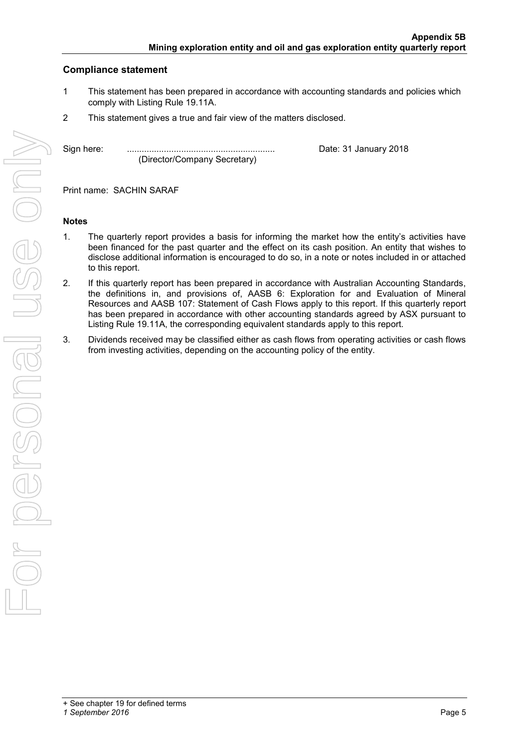## Compliance statement

1 This statement has been prepared in accordance with accounting standards and policies which comply with Listing Rule 19.11A.

2 This statement gives a true and fair view of the matters disclosed.

Sign here: ............................................................ Date: 31 January 2018
(Director/Company Secretary)

Print name: SACHIN SARAF

**Notes**

1. The quarterly report provides a basis for informing the market how the entity's activities have been financed for the past quarter and the effect on its cash position. An entity that wishes to disclose additional information is encouraged to do so, in a note or notes included in or attached to this report.
2. If this quarterly report has been prepared in accordance with Australian Accounting Standards, the definitions in, and provisions of, AASB 6: Exploration for and Evaluation of Mineral Resources and AASB 107: Statement of Cash Flows apply to this report. If this quarterly report has been prepared in accordance with other accounting standards agreed by ASX pursuant to Listing Rule 19.11A, the corresponding equivalent standards apply to this report.
3. Dividends received may be classified either as cash flows from operating activities or cash flows from investing activities, depending on the accounting policy of the entity.